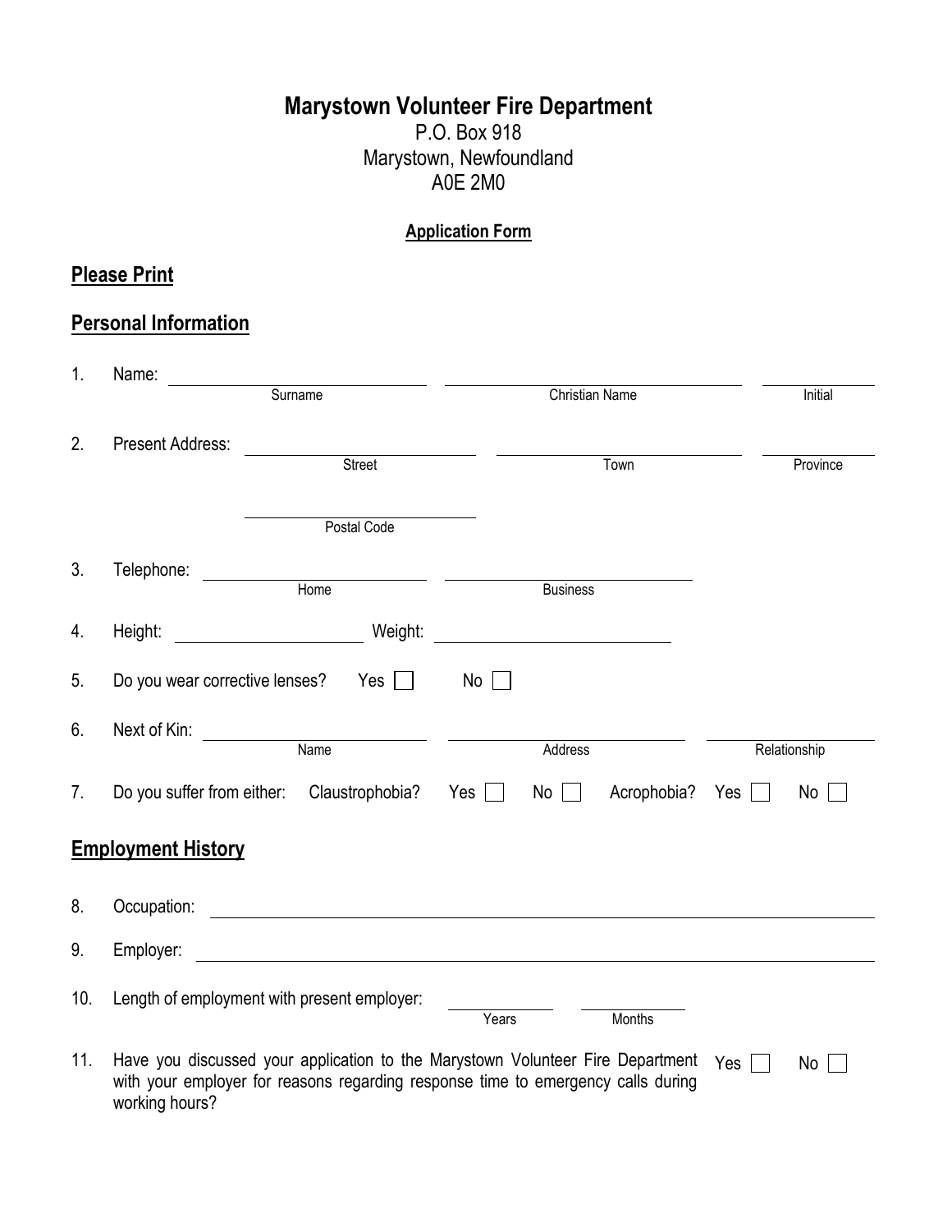# Marystown Volunteer Fire Department

P.O. Box 918
Marystown, Newfoundland
A0E 2M0

**Application Form**

## Please Print

## Personal Information

1. Name: \_\_\_\_\_\_\_\_\_\_\_\_\_\_\_\_\_\_\_\_ (Surname) \_\_\_\_\_\_\_\_\_\_\_\_\_\_\_\_\_\_\_\_ (Christian Name) \_\_\_\_\_\_\_\_ (Initial)

2. Present Address: \_\_\_\_\_\_\_\_\_\_\_\_\_\_\_\_\_\_\_\_ (Street) \_\_\_\_\_\_\_\_\_\_\_\_\_\_\_\_\_\_\_\_ (Town) \_\_\_\_\_\_\_\_ (Province)

   \_\_\_\_\_\_\_\_\_\_\_\_\_\_\_\_\_\_\_\_ (Postal Code)

3. Telephone: \_\_\_\_\_\_\_\_\_\_\_\_\_\_\_\_\_\_\_\_ (Home) \_\_\_\_\_\_\_\_\_\_\_\_\_\_\_\_\_\_\_\_ (Business)

4. Height: \_\_\_\_\_\_\_\_\_\_\_\_\_\_\_\_ Weight: \_\_\_\_\_\_\_\_\_\_\_\_\_\_\_\_

5. Do you wear corrective lenses? Yes ☐ No ☐

6. Next of Kin: \_\_\_\_\_\_\_\_\_\_\_\_\_\_\_\_\_\_\_\_ (Name) \_\_\_\_\_\_\_\_\_\_\_\_\_\_\_\_\_\_\_\_ (Address) \_\_\_\_\_\_\_\_\_\_\_\_\_\_\_\_ (Relationship)

7. Do you suffer from either: Claustrophobia? Yes ☐ No ☐ Acrophobia? Yes ☐ No ☐

## Employment History

8. Occupation: \_\_\_\_\_\_\_\_\_\_\_\_\_\_\_\_\_\_\_\_\_\_\_\_\_\_\_\_\_\_\_\_\_\_\_\_\_\_\_\_

9. Employer: \_\_\_\_\_\_\_\_\_\_\_\_\_\_\_\_\_\_\_\_\_\_\_\_\_\_\_\_\_\_\_\_\_\_\_\_\_\_\_\_

10. Length of employment with present employer: \_\_\_\_\_\_\_\_ (Years) \_\_\_\_\_\_\_\_ (Months)

11. Have you discussed your application to the Marystown Volunteer Fire Department with your employer for reasons regarding response time to emergency calls during working hours? Yes ☐ No ☐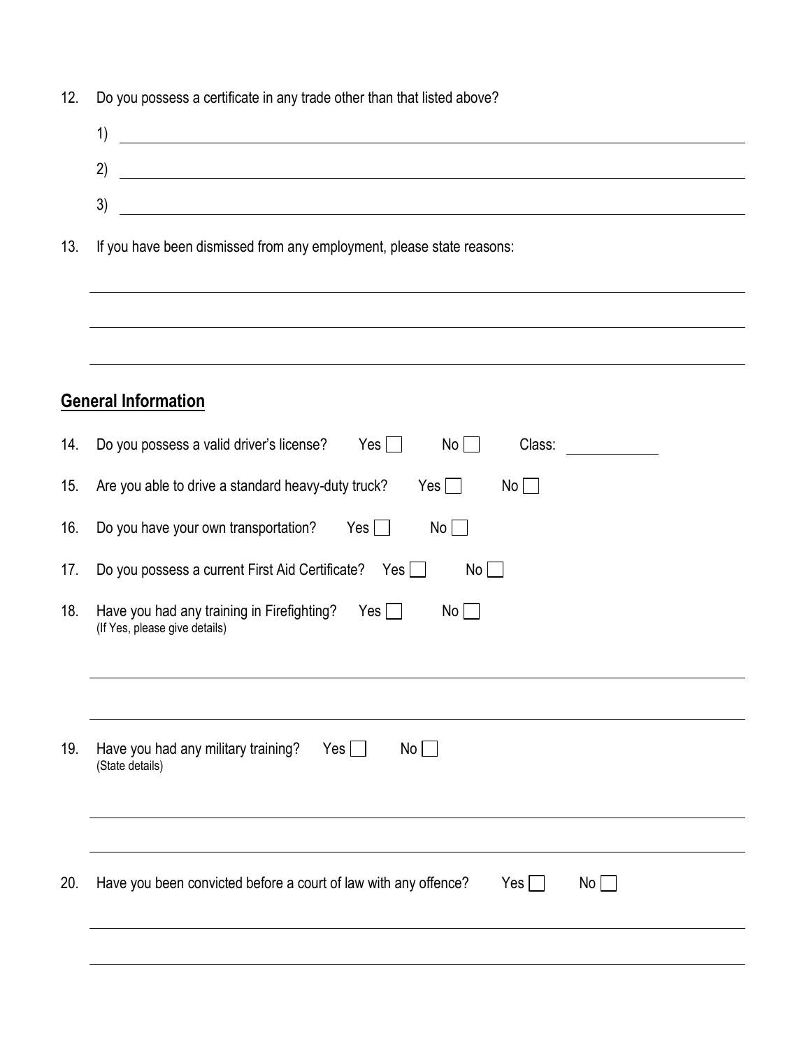12. Do you possess a certificate in any trade other than that listed above?

    1) ______________________________

    2) ______________________________

    3) ______________________________

13. If you have been dismissed from any employment, please state reasons:

______________________________

______________________________

______________________________

## General Information

14. Do you possess a valid driver's license? Yes ☐ No ☐ Class: __________

15. Are you able to drive a standard heavy-duty truck? Yes ☐ No ☐

16. Do you have your own transportation? Yes ☐ No ☐

17. Do you possess a current First Aid Certificate? Yes ☐ No ☐

18. Have you had any training in Firefighting? Yes ☐ No ☐
    (If Yes, please give details)

______________________________

______________________________

19. Have you had any military training? Yes ☐ No ☐
    (State details)

______________________________

______________________________

20. Have you been convicted before a court of law with any offence? Yes ☐ No ☐

______________________________

______________________________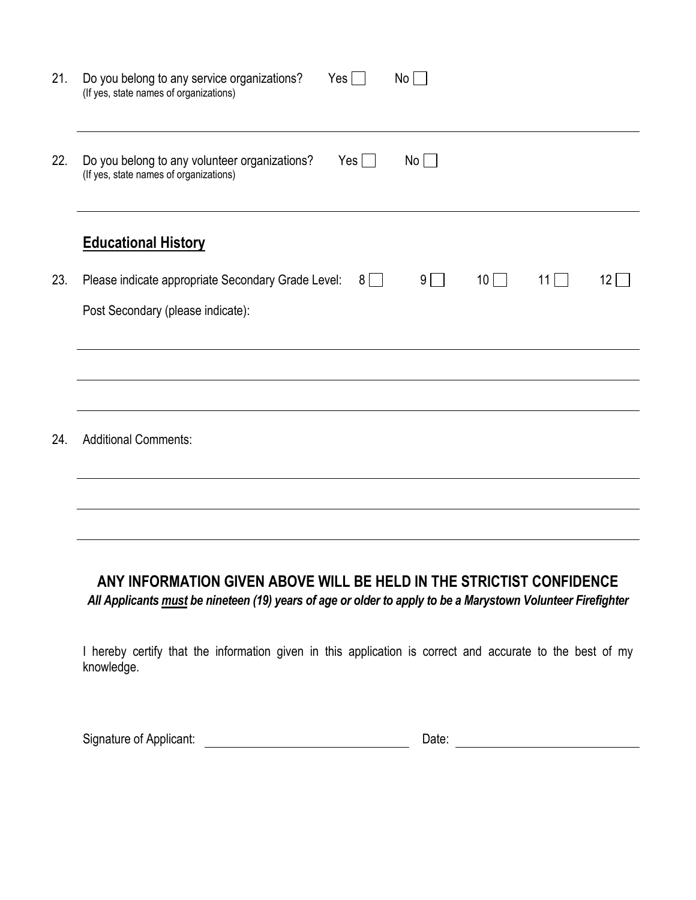21. Do you belong to any service organizations? Yes ☐ No ☐
(If yes, state names of organizations)

---

22. Do you belong to any volunteer organizations? Yes ☐ No ☐
(If yes, state names of organizations)

---

## Educational History

23. Please indicate appropriate Secondary Grade Level: 8 ☐ 9 ☐ 10 ☐ 11 ☐ 12 ☐

Post Secondary (please indicate):

---

---

---

24. Additional Comments:

---

---

---

**ANY INFORMATION GIVEN ABOVE WILL BE HELD IN THE STRICTIST CONFIDENCE**

***All Applicants must be nineteen (19) years of age or older to apply to be a Marystown Volunteer Firefighter***

I hereby certify that the information given in this application is correct and accurate to the best of my knowledge.

Signature of Applicant: ______________________________ Date: ______________________________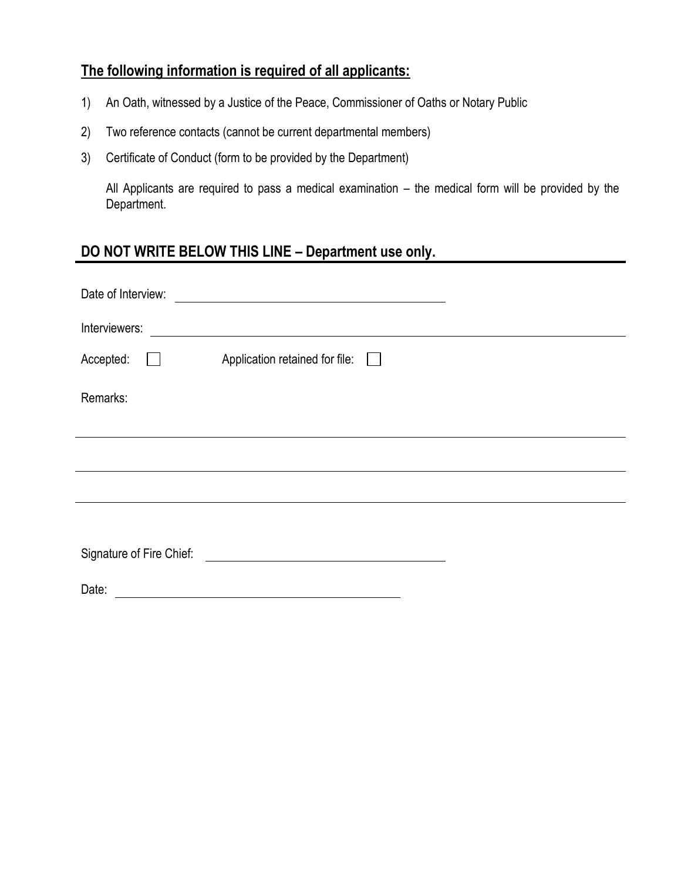## The following information is required of all applicants:

1) An Oath, witnessed by a Justice of the Peace, Commissioner of Oaths or Notary Public
2) Two reference contacts (cannot be current departmental members)
3) Certificate of Conduct (form to be provided by the Department)

All Applicants are required to pass a medical examination – the medical form will be provided by the Department.

## DO NOT WRITE BELOW THIS LINE – Department use only.

Date of Interview: ______________________________

Interviewers: ______________________________

Accepted: ☐ Application retained for file: ☐

Remarks:

______________________________

______________________________

______________________________

Signature of Fire Chief: ______________________________

Date: ______________________________